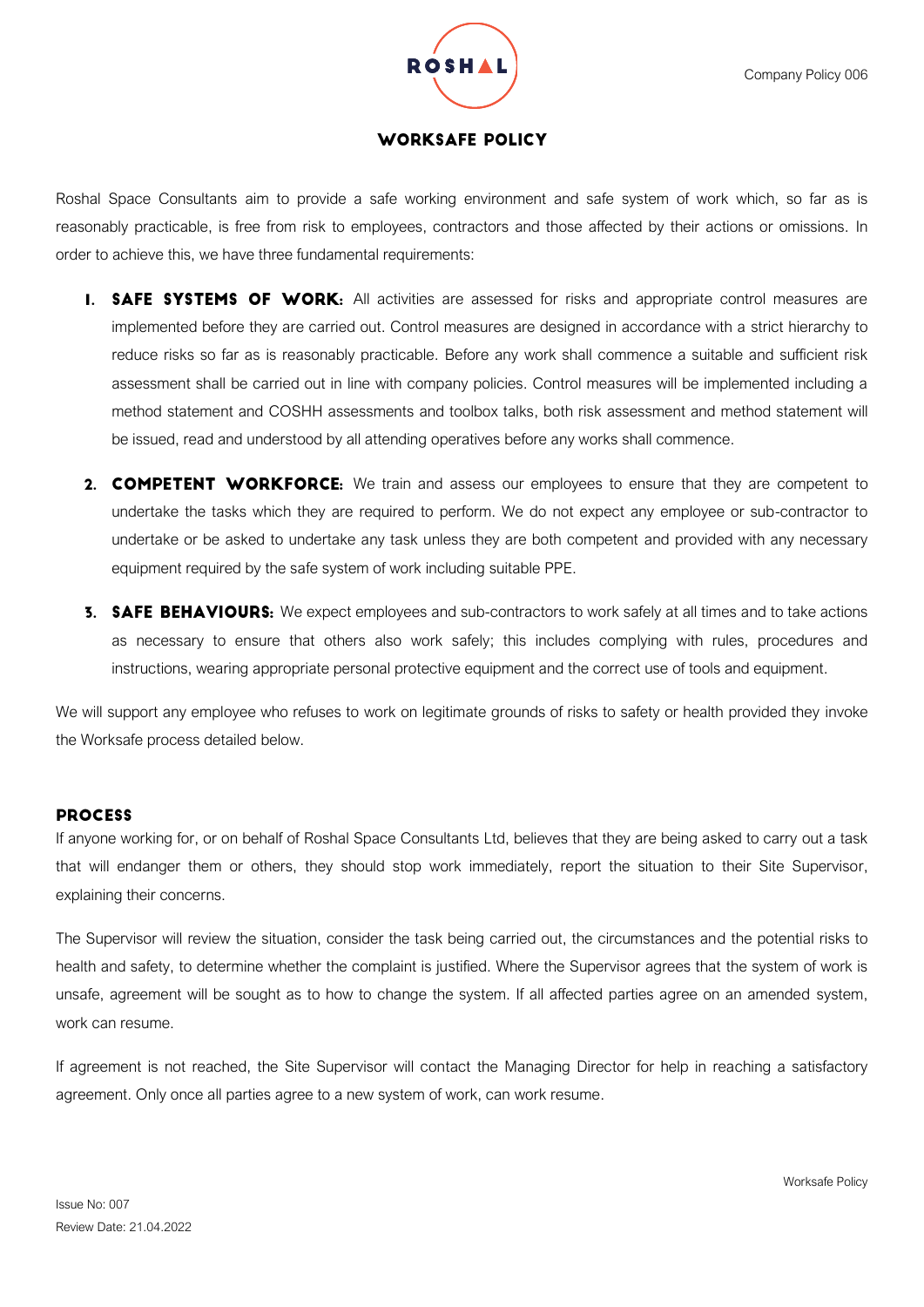# WORKSAFE POLICY

Roshal Space Consultants aim to provide a safe working environment and safe system of work which, so far as is reasonably practicable, is free from risk to employees, contractors and those affected by their actions or omissions. In order to achieve this, we have three fundamental requirements:

1. **SAFE SYSTEMS OF WORK:** All activities are assessed for risks and appropriate control measures are implemented before they are carried out. Control measures are designed in accordance with a strict hierarchy to reduce risks so far as is reasonably practicable. Before any work shall commence a suitable and sufficient risk assessment shall be carried out in line with company policies. Control measures will be implemented including a method statement and COSHH assessments and toolbox talks, both risk assessment and method statement will be issued, read and understood by all attending operatives before any works shall commence.

2. **COMPETENT WORKFORCE:** We train and assess our employees to ensure that they are competent to undertake the tasks which they are required to perform. We do not expect any employee or sub-contractor to undertake or be asked to undertake any task unless they are both competent and provided with any necessary equipment required by the safe system of work including suitable PPE.

3. **SAFE BEHAVIOURS:** We expect employees and sub-contractors to work safely at all times and to take actions as necessary to ensure that others also work safely; this includes complying with rules, procedures and instructions, wearing appropriate personal protective equipment and the correct use of tools and equipment.

We will support any employee who refuses to work on legitimate grounds of risks to safety or health provided they invoke the Worksafe process detailed below.

## PROCESS

If anyone working for, or on behalf of Roshal Space Consultants Ltd, believes that they are being asked to carry out a task that will endanger them or others, they should stop work immediately, report the situation to their Site Supervisor, explaining their concerns.

The Supervisor will review the situation, consider the task being carried out, the circumstances and the potential risks to health and safety, to determine whether the complaint is justified. Where the Supervisor agrees that the system of work is unsafe, agreement will be sought as to how to change the system. If all affected parties agree on an amended system, work can resume.

If agreement is not reached, the Site Supervisor will contact the Managing Director for help in reaching a satisfactory agreement. Only once all parties agree to a new system of work, can work resume.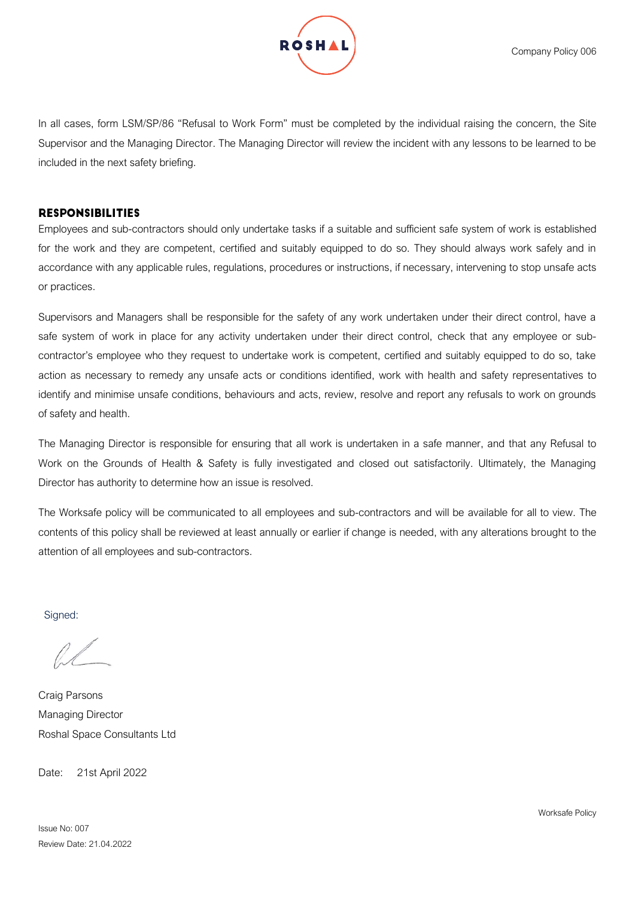In all cases, form LSM/SP/86 "Refusal to Work Form" must be completed by the individual raising the concern, the Site Supervisor and the Managing Director. The Managing Director will review the incident with any lessons to be learned to be included in the next safety briefing.

## RESPONSIBILITIES

Employees and sub-contractors should only undertake tasks if a suitable and sufficient safe system of work is established for the work and they are competent, certified and suitably equipped to do so. They should always work safely and in accordance with any applicable rules, regulations, procedures or instructions, if necessary, intervening to stop unsafe acts or practices.

Supervisors and Managers shall be responsible for the safety of any work undertaken under their direct control, have a safe system of work in place for any activity undertaken under their direct control, check that any employee or sub-contractor's employee who they request to undertake work is competent, certified and suitably equipped to do so, take action as necessary to remedy any unsafe acts or conditions identified, work with health and safety representatives to identify and minimise unsafe conditions, behaviours and acts, review, resolve and report any refusals to work on grounds of safety and health.

The Managing Director is responsible for ensuring that all work is undertaken in a safe manner, and that any Refusal to Work on the Grounds of Health & Safety is fully investigated and closed out satisfactorily. Ultimately, the Managing Director has authority to determine how an issue is resolved.

The Worksafe policy will be communicated to all employees and sub-contractors and will be available for all to view. The contents of this policy shall be reviewed at least annually or earlier if change is needed, with any alterations brought to the attention of all employees and sub-contractors.

Signed:

Craig Parsons
Managing Director
Roshal Space Consultants Ltd

Date: 21st April 2022

Issue No: 007
Review Date: 21.04.2022